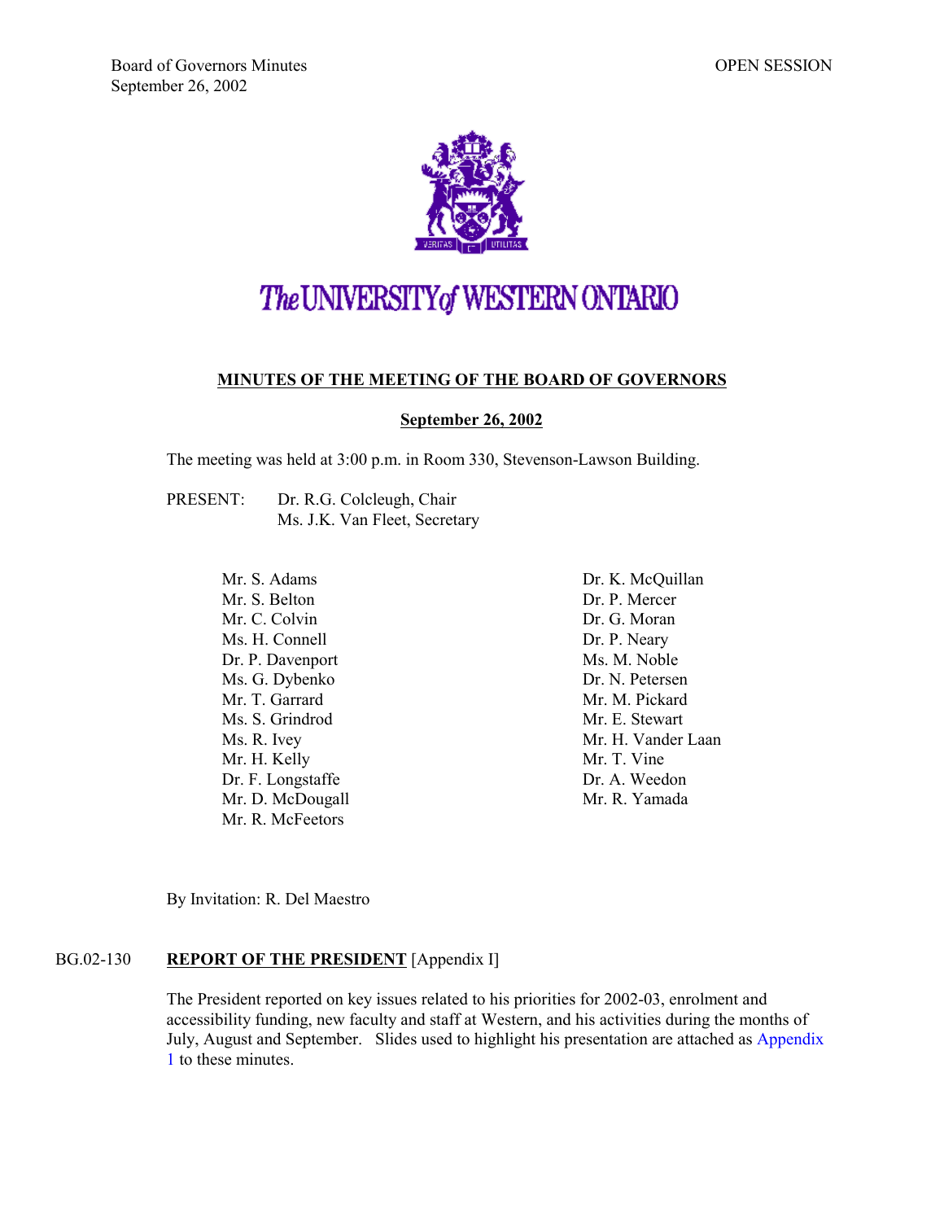Board of Governors Minutes
September 26, 2002

OPEN SESSION

The UNIVERSITY of WESTERN ONTARIO

## MINUTES OF THE MEETING OF THE BOARD OF GOVERNORS

### September 26, 2002

The meeting was held at 3:00 p.m. in Room 330, Stevenson-Lawson Building.

PRESENT: Dr. R.G. Colcleugh, Chair
Ms. J.K. Van Fleet, Secretary

Mr. S. Adams
Mr. S. Belton
Mr. C. Colvin
Ms. H. Connell
Dr. P. Davenport
Ms. G. Dybenko
Mr. T. Garrard
Ms. S. Grindrod
Ms. R. Ivey
Mr. H. Kelly
Dr. F. Longstaffe
Mr. D. McDougall
Mr. R. McFeetors
Dr. K. McQuillan
Dr. P. Mercer
Dr. G. Moran
Dr. P. Neary
Ms. M. Noble
Dr. N. Petersen
Mr. M. Pickard
Mr. E. Stewart
Mr. H. Vander Laan
Mr. T. Vine
Dr. A. Weedon
Mr. R. Yamada

By Invitation: R. Del Maestro

BG.02-130 **REPORT OF THE PRESIDENT** [Appendix I]

The President reported on key issues related to his priorities for 2002-03, enrolment and accessibility funding, new faculty and staff at Western, and his activities during the months of July, August and September. Slides used to highlight his presentation are attached as Appendix 1 to these minutes.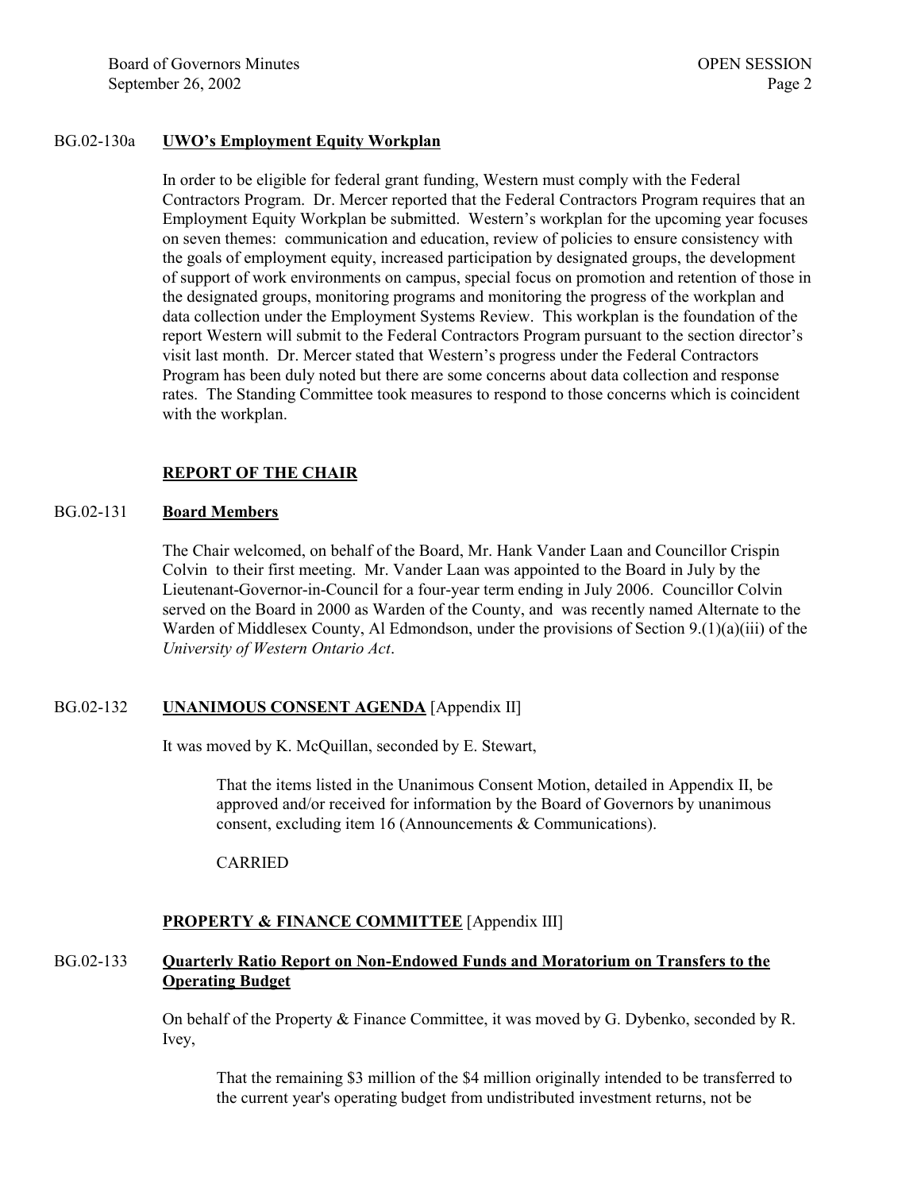BG.02-130a **UWO's Employment Equity Workplan**

In order to be eligible for federal grant funding, Western must comply with the Federal Contractors Program. Dr. Mercer reported that the Federal Contractors Program requires that an Employment Equity Workplan be submitted. Western's workplan for the upcoming year focuses on seven themes: communication and education, review of policies to ensure consistency with the goals of employment equity, increased participation by designated groups, the development of support of work environments on campus, special focus on promotion and retention of those in the designated groups, monitoring programs and monitoring the progress of the workplan and data collection under the Employment Systems Review. This workplan is the foundation of the report Western will submit to the Federal Contractors Program pursuant to the section director's visit last month. Dr. Mercer stated that Western's progress under the Federal Contractors Program has been duly noted but there are some concerns about data collection and response rates. The Standing Committee took measures to respond to those concerns which is coincident with the workplan.

## REPORT OF THE CHAIR

BG.02-131 **Board Members**

The Chair welcomed, on behalf of the Board, Mr. Hank Vander Laan and Councillor Crispin Colvin to their first meeting. Mr. Vander Laan was appointed to the Board in July by the Lieutenant-Governor-in-Council for a four-year term ending in July 2006. Councillor Colvin served on the Board in 2000 as Warden of the County, and was recently named Alternate to the Warden of Middlesex County, Al Edmondson, under the provisions of Section 9.(1)(a)(iii) of the *University of Western Ontario Act*.

BG.02-132 **UNANIMOUS CONSENT AGENDA** [Appendix II]

It was moved by K. McQuillan, seconded by E. Stewart,

> That the items listed in the Unanimous Consent Motion, detailed in Appendix II, be approved and/or received for information by the Board of Governors by unanimous consent, excluding item 16 (Announcements & Communications).
>
> CARRIED

## PROPERTY & FINANCE COMMITTEE [Appendix III]

BG.02-133 **Quarterly Ratio Report on Non-Endowed Funds and Moratorium on Transfers to the Operating Budget**

On behalf of the Property & Finance Committee, it was moved by G. Dybenko, seconded by R. Ivey,

> That the remaining $3 million of the $4 million originally intended to be transferred to the current year's operating budget from undistributed investment returns, not be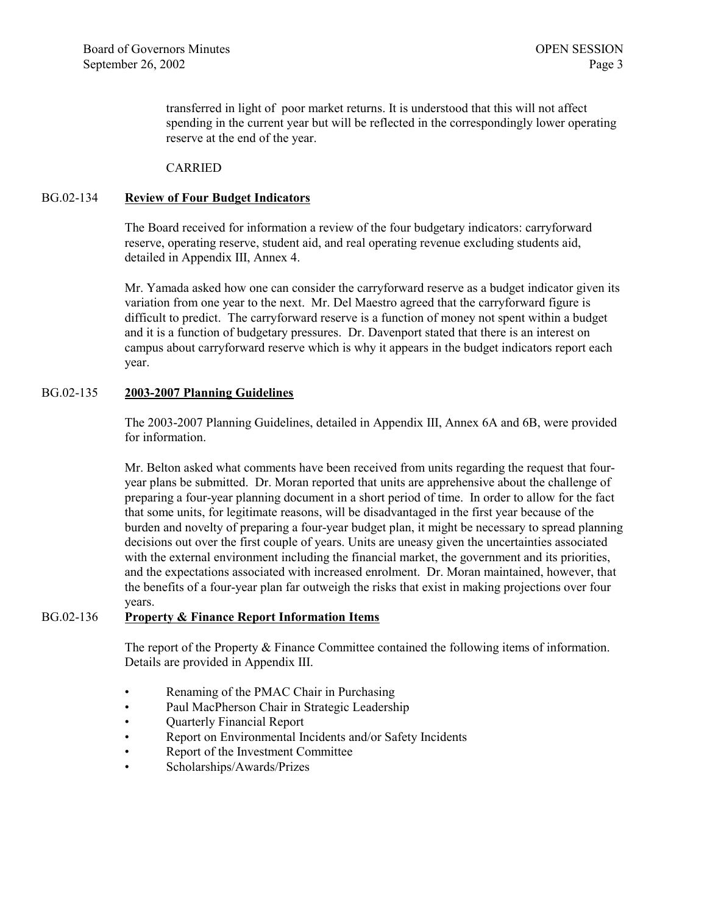transferred in light of poor market returns. It is understood that this will not affect spending in the current year but will be reflected in the correspondingly lower operating reserve at the end of the year.

CARRIED

BG.02-134 **Review of Four Budget Indicators**

The Board received for information a review of the four budgetary indicators: carryforward reserve, operating reserve, student aid, and real operating revenue excluding students aid, detailed in Appendix III, Annex 4.

Mr. Yamada asked how one can consider the carryforward reserve as a budget indicator given its variation from one year to the next. Mr. Del Maestro agreed that the carryforward figure is difficult to predict. The carryforward reserve is a function of money not spent within a budget and it is a function of budgetary pressures. Dr. Davenport stated that there is an interest on campus about carryforward reserve which is why it appears in the budget indicators report each year.

BG.02-135 **2003-2007 Planning Guidelines**

The 2003-2007 Planning Guidelines, detailed in Appendix III, Annex 6A and 6B, were provided for information.

Mr. Belton asked what comments have been received from units regarding the request that four-year plans be submitted. Dr. Moran reported that units are apprehensive about the challenge of preparing a four-year planning document in a short period of time. In order to allow for the fact that some units, for legitimate reasons, will be disadvantaged in the first year because of the burden and novelty of preparing a four-year budget plan, it might be necessary to spread planning decisions out over the first couple of years. Units are uneasy given the uncertainties associated with the external environment including the financial market, the government and its priorities, and the expectations associated with increased enrolment. Dr. Moran maintained, however, that the benefits of a four-year plan far outweigh the risks that exist in making projections over four years.

BG.02-136 **Property & Finance Report Information Items**

The report of the Property & Finance Committee contained the following items of information. Details are provided in Appendix III.

- Renaming of the PMAC Chair in Purchasing
- Paul MacPherson Chair in Strategic Leadership
- Quarterly Financial Report
- Report on Environmental Incidents and/or Safety Incidents
- Report of the Investment Committee
- Scholarships/Awards/Prizes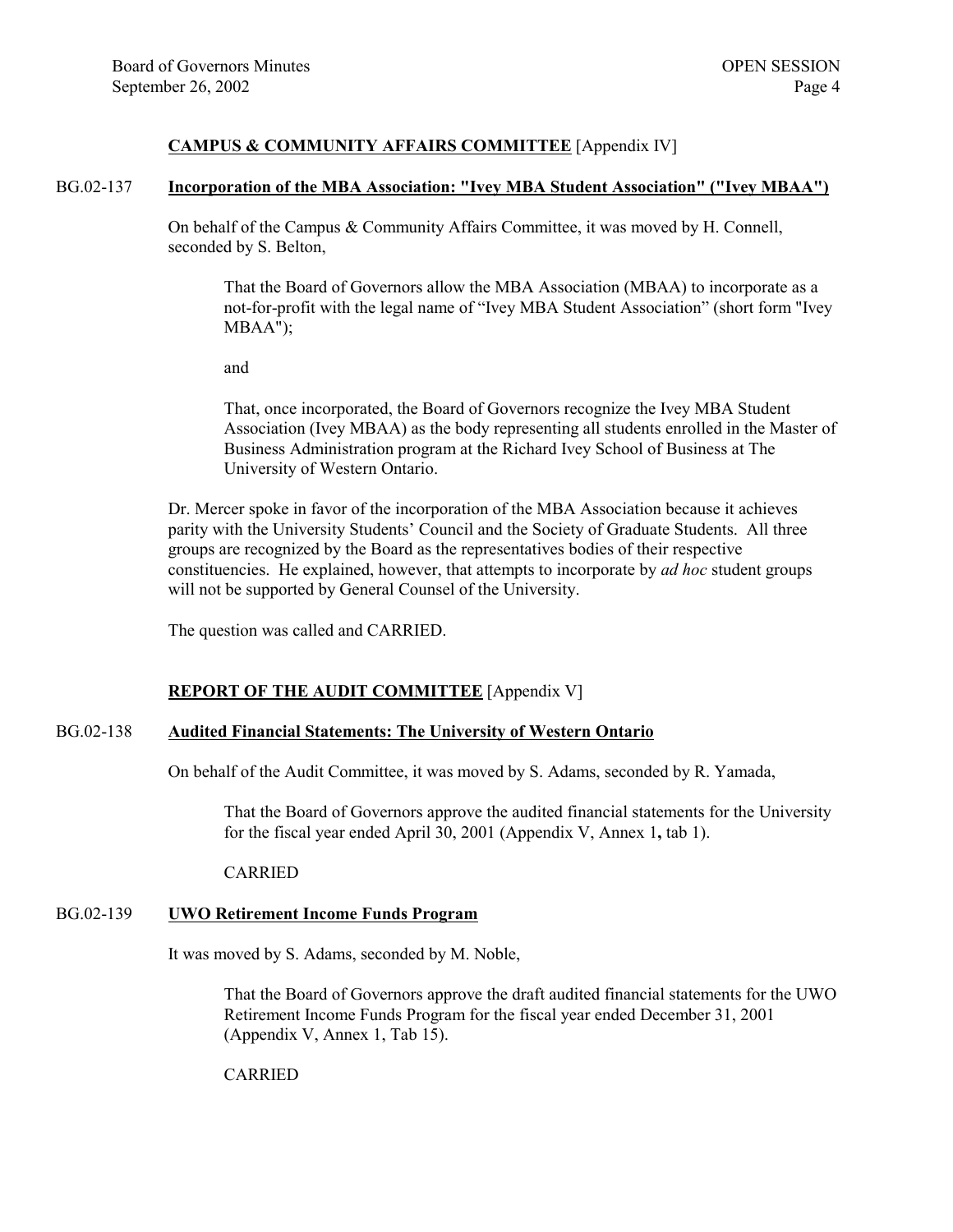**CAMPUS & COMMUNITY AFFAIRS COMMITTEE** [Appendix IV]

BG.02-137 **Incorporation of the MBA Association: "Ivey MBA Student Association" ("Ivey MBAA")**

On behalf of the Campus & Community Affairs Committee, it was moved by H. Connell, seconded by S. Belton,

> That the Board of Governors allow the MBA Association (MBAA) to incorporate as a not-for-profit with the legal name of "Ivey MBA Student Association" (short form "Ivey MBAA");
>
> and
>
> That, once incorporated, the Board of Governors recognize the Ivey MBA Student Association (Ivey MBAA) as the body representing all students enrolled in the Master of Business Administration program at the Richard Ivey School of Business at The University of Western Ontario.

Dr. Mercer spoke in favor of the incorporation of the MBA Association because it achieves parity with the University Students' Council and the Society of Graduate Students. All three groups are recognized by the Board as the representatives bodies of their respective constituencies. He explained, however, that attempts to incorporate by *ad hoc* student groups will not be supported by General Counsel of the University.

The question was called and CARRIED.

**REPORT OF THE AUDIT COMMITTEE** [Appendix V]

BG.02-138 **Audited Financial Statements: The University of Western Ontario**

On behalf of the Audit Committee, it was moved by S. Adams, seconded by R. Yamada,

> That the Board of Governors approve the audited financial statements for the University for the fiscal year ended April 30, 2001 (Appendix V, Annex 1**,** tab 1).
>
> CARRIED

BG.02-139 **UWO Retirement Income Funds Program**

It was moved by S. Adams, seconded by M. Noble,

> That the Board of Governors approve the draft audited financial statements for the UWO Retirement Income Funds Program for the fiscal year ended December 31, 2001 (Appendix V, Annex 1, Tab 15).
>
> CARRIED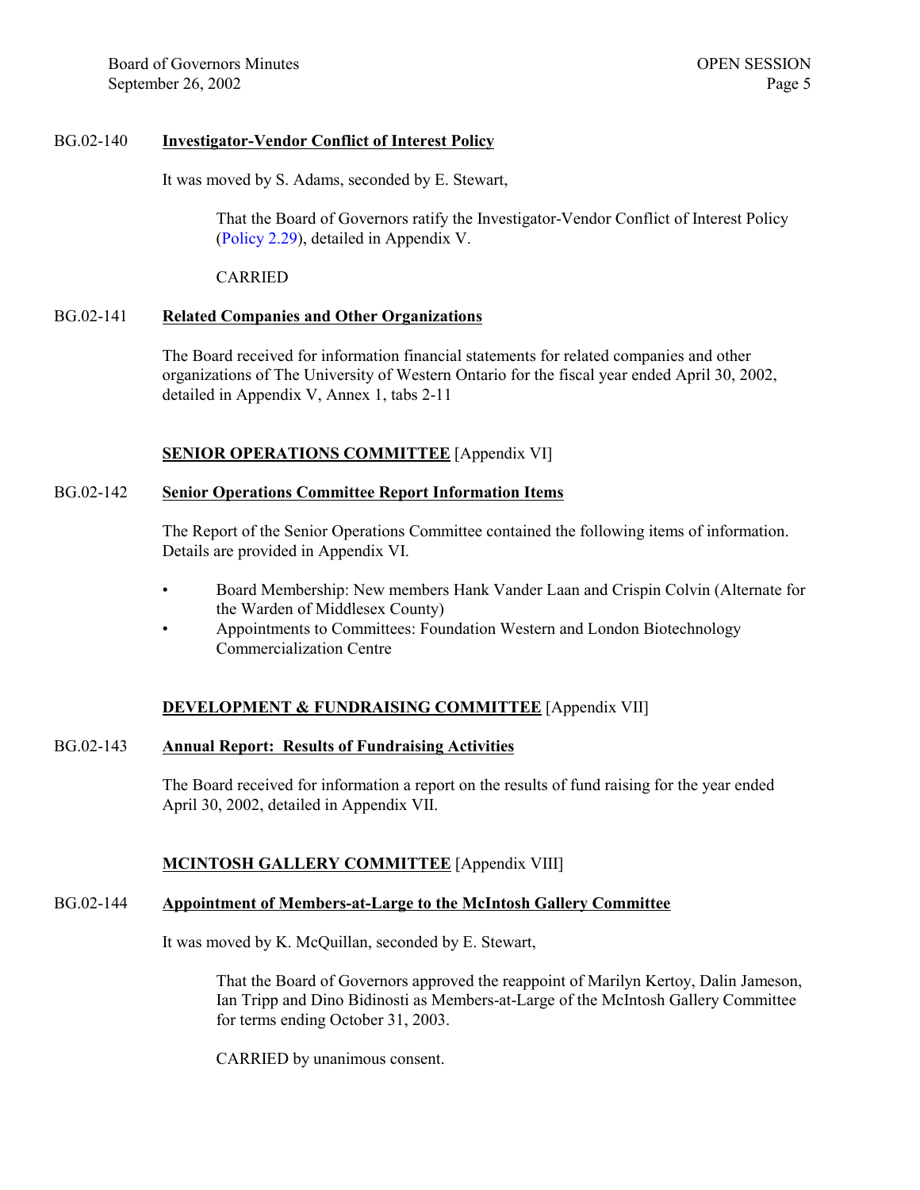BG.02-140 **Investigator-Vendor Conflict of Interest Policy**

It was moved by S. Adams, seconded by E. Stewart,

> That the Board of Governors ratify the Investigator-Vendor Conflict of Interest Policy (Policy 2.29), detailed in Appendix V.
>
> CARRIED

BG.02-141 **Related Companies and Other Organizations**

The Board received for information financial statements for related companies and other organizations of The University of Western Ontario for the fiscal year ended April 30, 2002, detailed in Appendix V, Annex 1, tabs 2-11

## SENIOR OPERATIONS COMMITTEE [Appendix VI]

BG.02-142 **Senior Operations Committee Report Information Items**

The Report of the Senior Operations Committee contained the following items of information. Details are provided in Appendix VI.

- Board Membership: New members Hank Vander Laan and Crispin Colvin (Alternate for the Warden of Middlesex County)
- Appointments to Committees: Foundation Western and London Biotechnology Commercialization Centre

## DEVELOPMENT & FUNDRAISING COMMITTEE [Appendix VII]

BG.02-143 **Annual Report: Results of Fundraising Activities**

The Board received for information a report on the results of fund raising for the year ended April 30, 2002, detailed in Appendix VII.

## MCINTOSH GALLERY COMMITTEE [Appendix VIII]

BG.02-144 **Appointment of Members-at-Large to the McIntosh Gallery Committee**

It was moved by K. McQuillan, seconded by E. Stewart,

> That the Board of Governors approved the reappoint of Marilyn Kertoy, Dalin Jameson, Ian Tripp and Dino Bidinosti as Members-at-Large of the McIntosh Gallery Committee for terms ending October 31, 2003.
>
> CARRIED by unanimous consent.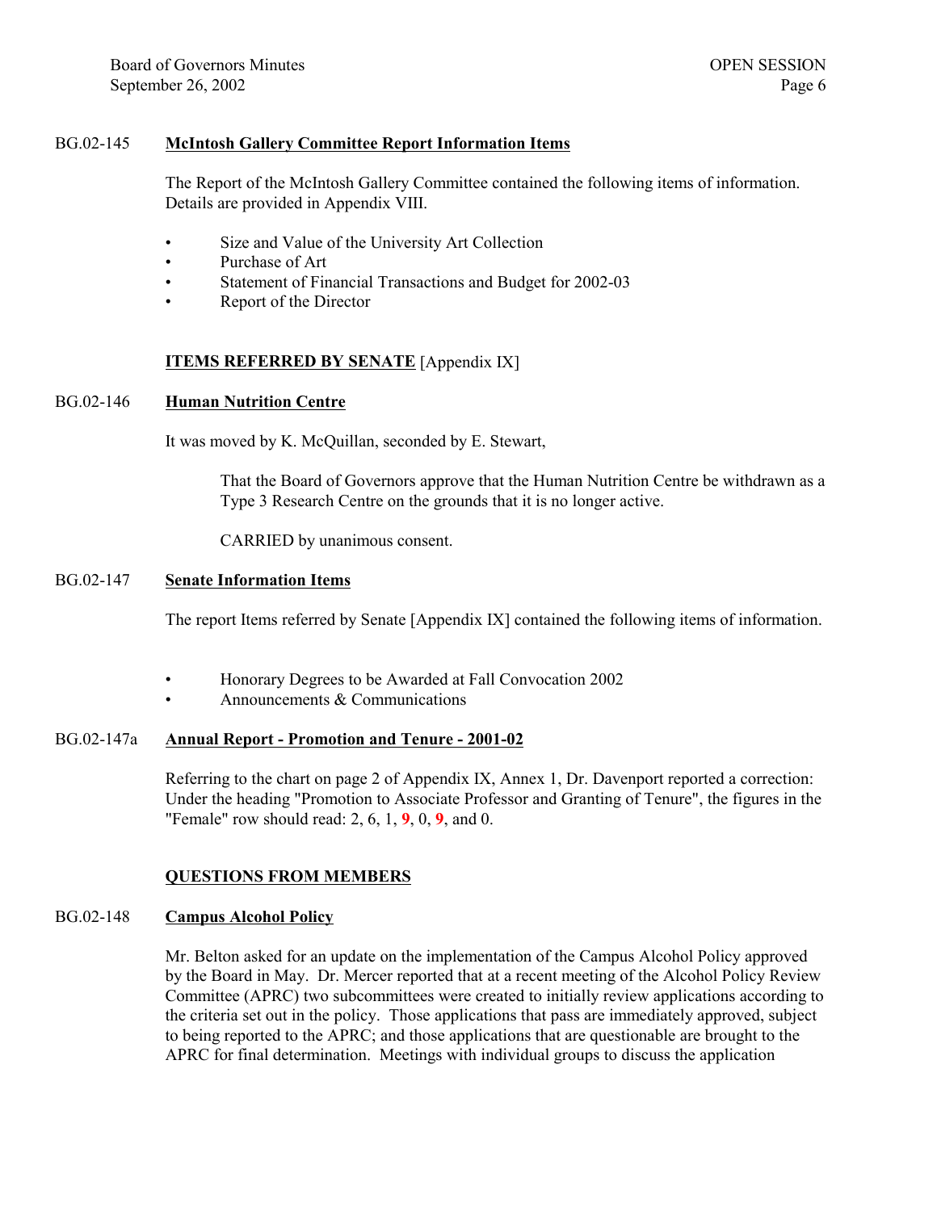BG.02-145 **McIntosh Gallery Committee Report Information Items**

The Report of the McIntosh Gallery Committee contained the following items of information. Details are provided in Appendix VIII.

- Size and Value of the University Art Collection
- Purchase of Art
- Statement of Financial Transactions and Budget for 2002-03
- Report of the Director

## ITEMS REFERRED BY SENATE [Appendix IX]

BG.02-146 **Human Nutrition Centre**

It was moved by K. McQuillan, seconded by E. Stewart,

> That the Board of Governors approve that the Human Nutrition Centre be withdrawn as a Type 3 Research Centre on the grounds that it is no longer active.
>
> CARRIED by unanimous consent.

BG.02-147 **Senate Information Items**

The report Items referred by Senate [Appendix IX] contained the following items of information.

- Honorary Degrees to be Awarded at Fall Convocation 2002
- Announcements & Communications

BG.02-147a **Annual Report - Promotion and Tenure - 2001-02**

Referring to the chart on page 2 of Appendix IX, Annex 1, Dr. Davenport reported a correction: Under the heading "Promotion to Associate Professor and Granting of Tenure", the figures in the "Female" row should read: 2, 6, 1, **9**, 0, **9**, and 0.

## QUESTIONS FROM MEMBERS

BG.02-148 **Campus Alcohol Policy**

Mr. Belton asked for an update on the implementation of the Campus Alcohol Policy approved by the Board in May. Dr. Mercer reported that at a recent meeting of the Alcohol Policy Review Committee (APRC) two subcommittees were created to initially review applications according to the criteria set out in the policy. Those applications that pass are immediately approved, subject to being reported to the APRC; and those applications that are questionable are brought to the APRC for final determination. Meetings with individual groups to discuss the application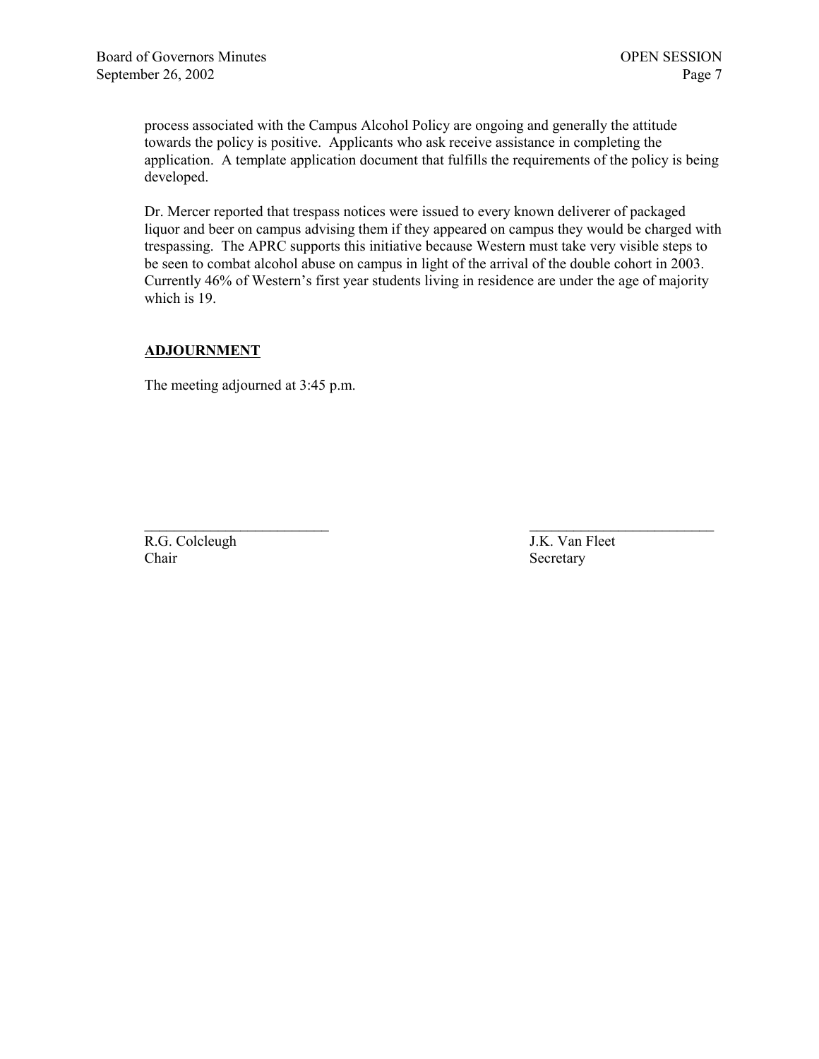process associated with the Campus Alcohol Policy are ongoing and generally the attitude towards the policy is positive. Applicants who ask receive assistance in completing the application. A template application document that fulfills the requirements of the policy is being developed.

Dr. Mercer reported that trespass notices were issued to every known deliverer of packaged liquor and beer on campus advising them if they appeared on campus they would be charged with trespassing. The APRC supports this initiative because Western must take very visible steps to be seen to combat alcohol abuse on campus in light of the arrival of the double cohort in 2003. Currently 46% of Western's first year students living in residence are under the age of majority which is 19.

## ADJOURNMENT

The meeting adjourned at 3:45 p.m.

| | |
|---|---|
| \_\_\_\_\_\_\_\_\_\_\_\_\_\_\_\_\_\_\_\_\_\_\_\_\_\_ | \_\_\_\_\_\_\_\_\_\_\_\_\_\_\_\_\_\_\_\_\_\_\_\_\_\_ |
| R.G. Colcleugh | J.K. Van Fleet |
| Chair | Secretary |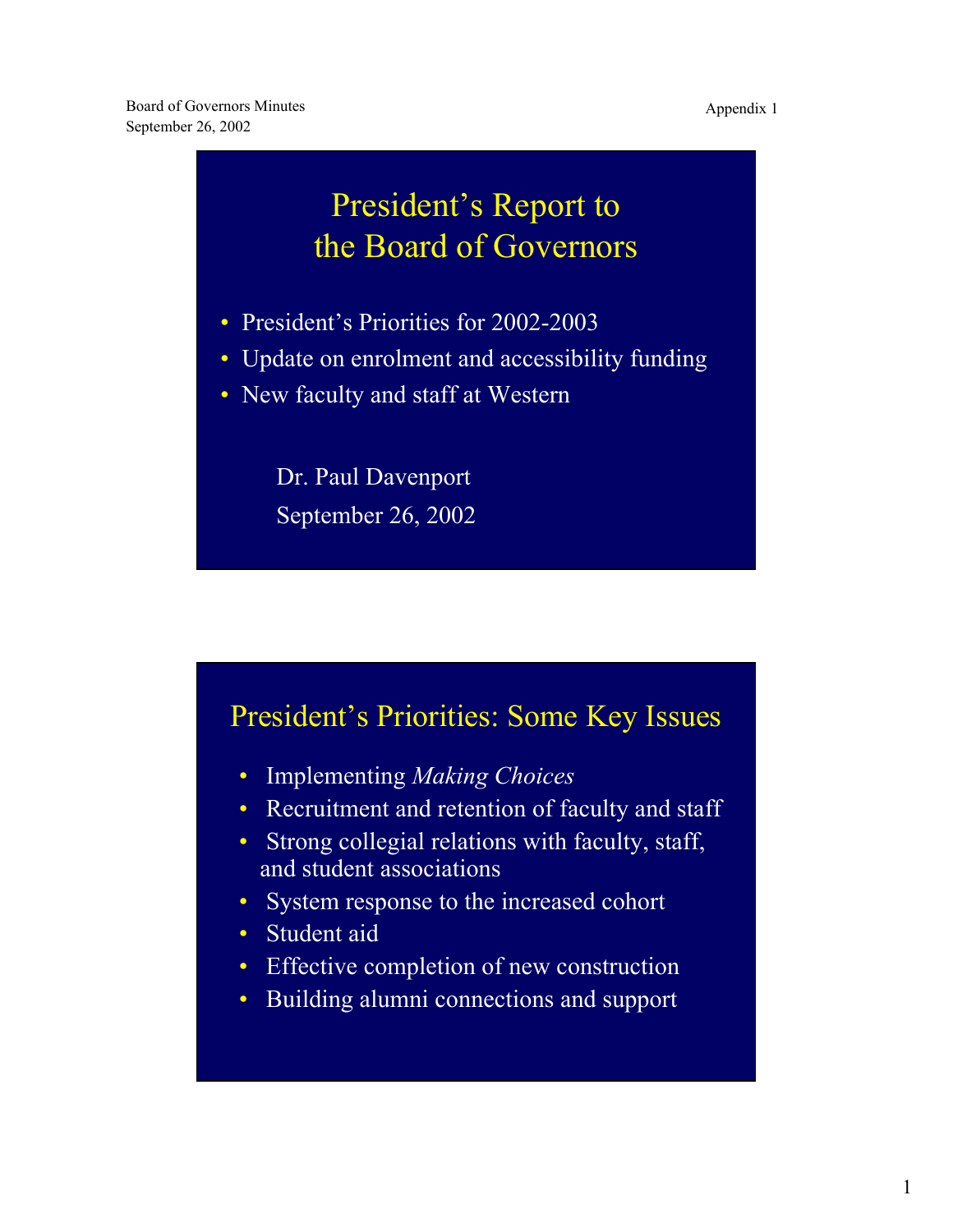Board of Governors Minutes
September 26, 2002

Appendix 1

# President's Report to the Board of Governors

- President's Priorities for 2002-2003
- Update on enrolment and accessibility funding
- New faculty and staff at Western

Dr. Paul Davenport

September 26, 2002

## President's Priorities: Some Key Issues

- Implementing *Making Choices*
- Recruitment and retention of faculty and staff
- Strong collegial relations with faculty, staff, and student associations
- System response to the increased cohort
- Student aid
- Effective completion of new construction
- Building alumni connections and support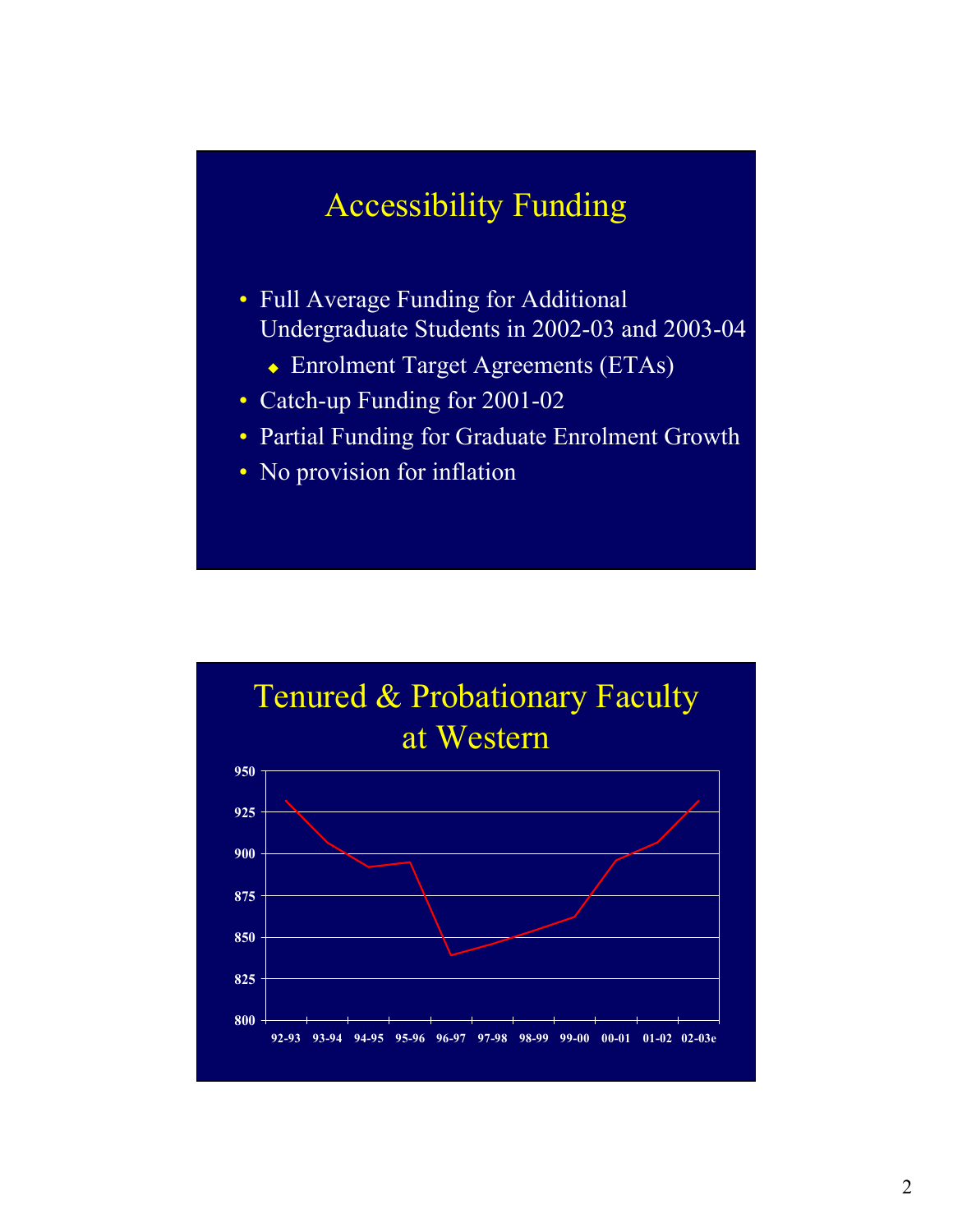## Accessibility Funding

- Full Average Funding for Additional Undergraduate Students in 2002-03 and 2003-04
  - Enrolment Target Agreements (ETAs)
- Catch-up Funding for 2001-02
- Partial Funding for Graduate Enrolment Growth
- No provision for inflation

## Tenured & Probationary Faculty at Western

950
925
900
875
850
825
800

92-93 93-94 94-95 95-96 96-97 97-98 98-99 99-00 00-01 01-02 02-03e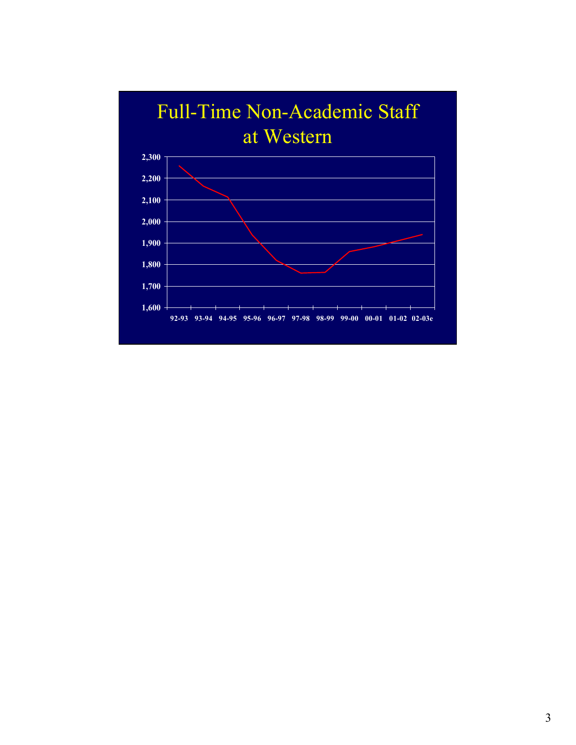# Full-Time Non-Academic Staff at Western

2,300
2,200
2,100
2,000
1,900
1,800
1,700
1,600

92-93 93-94 94-95 95-96 96-97 97-98 98-99 99-00 00-01 01-02 02-03e